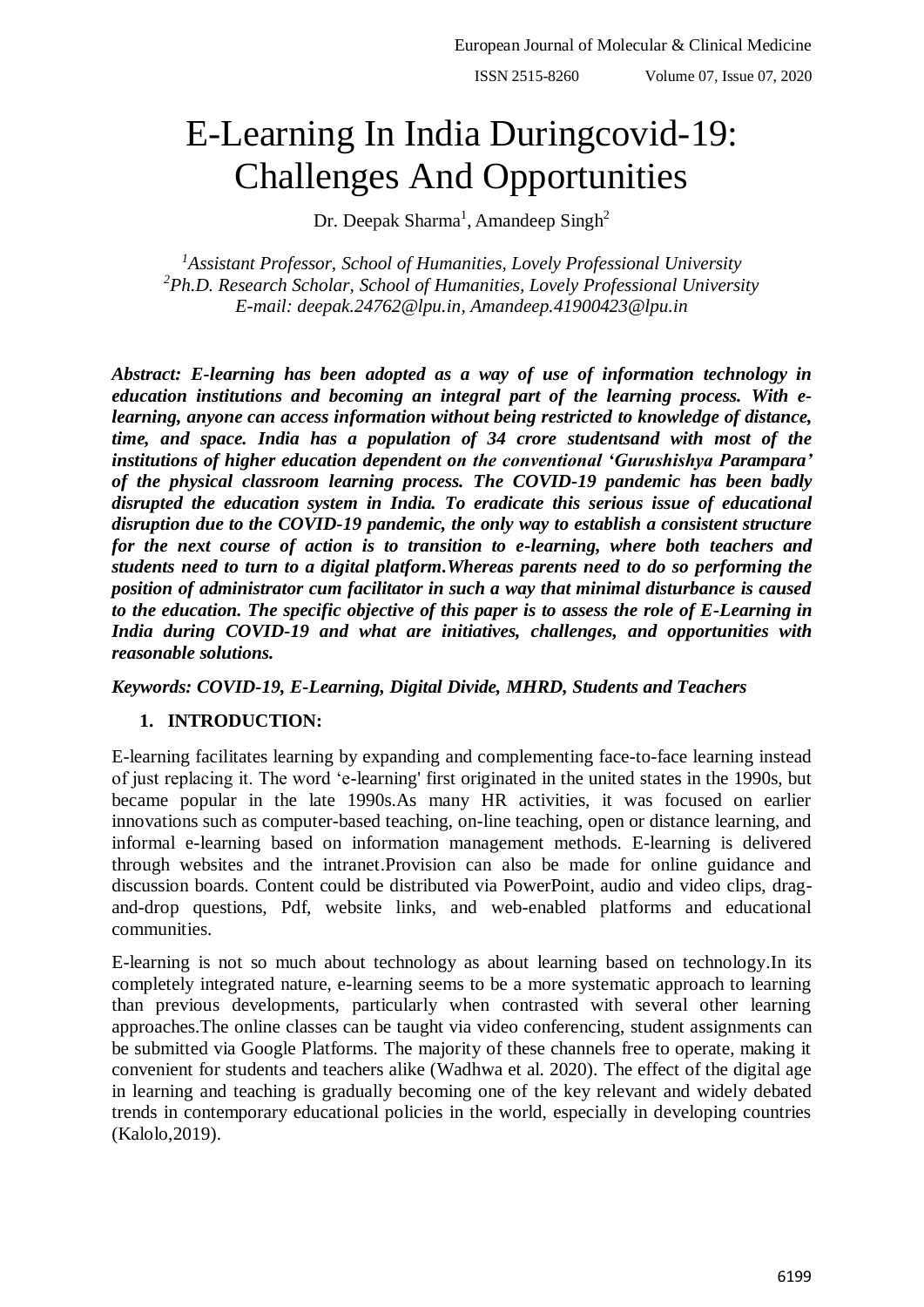# E-Learning In India Duringcovid-19: Challenges And Opportunities

Dr. Deepak Sharma[1], Amandeep Singh[2]

*[1]Assistant Professor, School of Humanities, Lovely Professional University*
*[2]Ph.D. Research Scholar, School of Humanities, Lovely Professional University*
*E-mail: deepak.24762@lpu.in, Amandeep.41900423@lpu.in*

***Abstract: E-learning has been adopted as a way of use of information technology in education institutions and becoming an integral part of the learning process. With e-learning, anyone can access information without being restricted to knowledge of distance, time, and space. India has a population of 34 crore studentsand with most of the institutions of higher education dependent on the conventional 'Gurushishya Parampara' of the physical classroom learning process. The COVID-19 pandemic has been badly disrupted the education system in India. To eradicate this serious issue of educational disruption due to the COVID-19 pandemic, the only way to establish a consistent structure for the next course of action is to transition to e-learning, where both teachers and students need to turn to a digital platform.Whereas parents need to do so performing the position of administrator cum facilitator in such a way that minimal disturbance is caused to the education. The specific objective of this paper is to assess the role of E-Learning in India during COVID-19 and what are initiatives, challenges, and opportunities with reasonable solutions.***

***Keywords: COVID-19, E-Learning, Digital Divide, MHRD, Students and Teachers***

## 1. INTRODUCTION:

E-learning facilitates learning by expanding and complementing face-to-face learning instead of just replacing it. The word 'e-learning' first originated in the united states in the 1990s, but became popular in the late 1990s.As many HR activities, it was focused on earlier innovations such as computer-based teaching, on-line teaching, open or distance learning, and informal e-learning based on information management methods. E-learning is delivered through websites and the intranet.Provision can also be made for online guidance and discussion boards. Content could be distributed via PowerPoint, audio and video clips, drag-and-drop questions, Pdf, website links, and web-enabled platforms and educational communities.

E-learning is not so much about technology as about learning based on technology.In its completely integrated nature, e-learning seems to be a more systematic approach to learning than previous developments, particularly when contrasted with several other learning approaches.The online classes can be taught via video conferencing, student assignments can be submitted via Google Platforms. The majority of these channels free to operate, making it convenient for students and teachers alike (Wadhwa et al. 2020). The effect of the digital age in learning and teaching is gradually becoming one of the key relevant and widely debated trends in contemporary educational policies in the world, especially in developing countries (Kalolo,2019).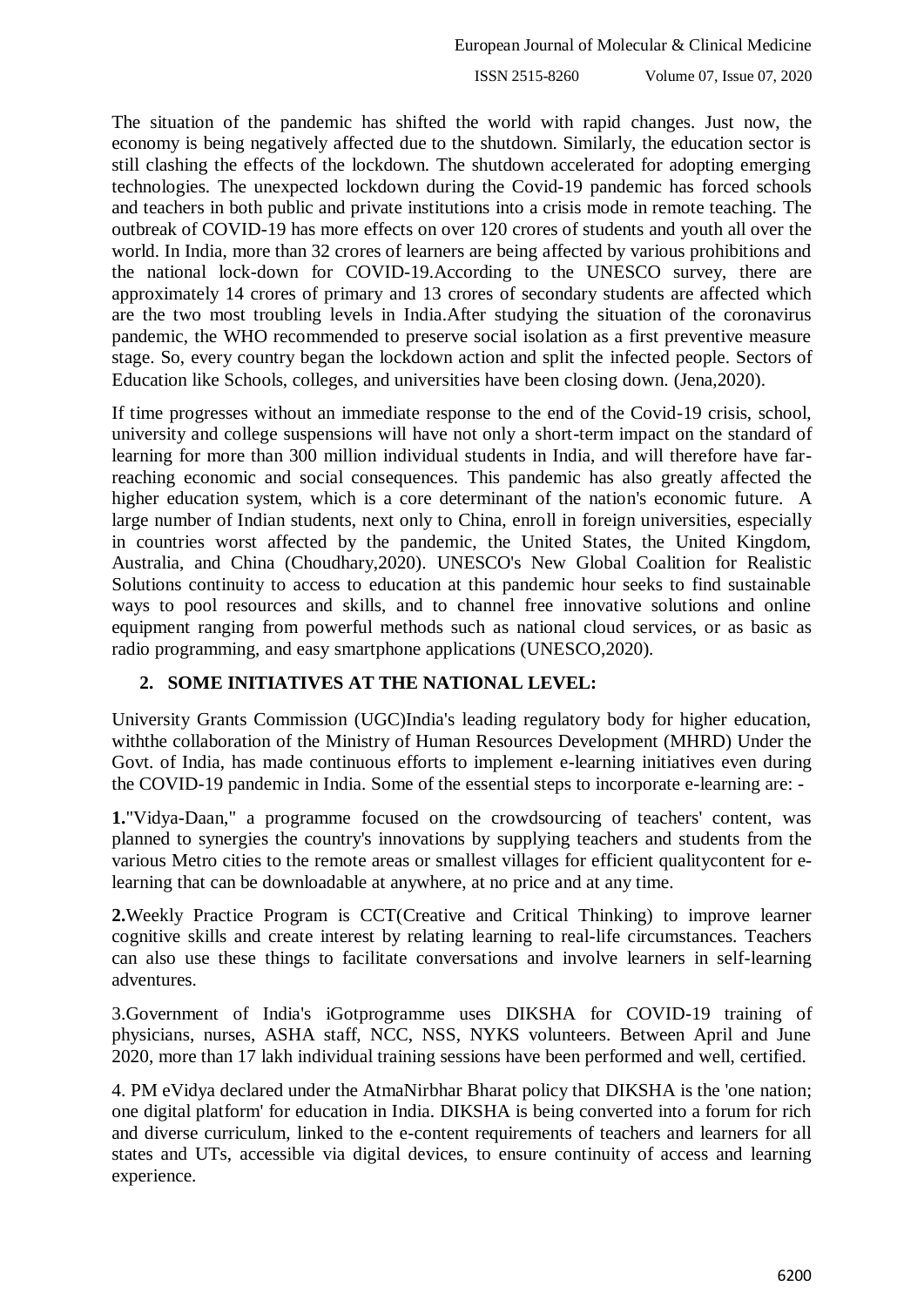The situation of the pandemic has shifted the world with rapid changes. Just now, the economy is being negatively affected due to the shutdown. Similarly, the education sector is still clashing the effects of the lockdown. The shutdown accelerated for adopting emerging technologies. The unexpected lockdown during the Covid-19 pandemic has forced schools and teachers in both public and private institutions into a crisis mode in remote teaching. The outbreak of COVID-19 has more effects on over 120 crores of students and youth all over the world. In India, more than 32 crores of learners are being affected by various prohibitions and the national lock-down for COVID-19.According to the UNESCO survey, there are approximately 14 crores of primary and 13 crores of secondary students are affected which are the two most troubling levels in India.After studying the situation of the coronavirus pandemic, the WHO recommended to preserve social isolation as a first preventive measure stage. So, every country began the lockdown action and split the infected people. Sectors of Education like Schools, colleges, and universities have been closing down. (Jena,2020).

If time progresses without an immediate response to the end of the Covid-19 crisis, school, university and college suspensions will have not only a short-term impact on the standard of learning for more than 300 million individual students in India, and will therefore have far-reaching economic and social consequences. This pandemic has also greatly affected the higher education system, which is a core determinant of the nation's economic future. A large number of Indian students, next only to China, enroll in foreign universities, especially in countries worst affected by the pandemic, the United States, the United Kingdom, Australia, and China (Choudhary,2020). UNESCO's New Global Coalition for Realistic Solutions continuity to access to education at this pandemic hour seeks to find sustainable ways to pool resources and skills, and to channel free innovative solutions and online equipment ranging from powerful methods such as national cloud services, or as basic as radio programming, and easy smartphone applications (UNESCO,2020).

## 2. SOME INITIATIVES AT THE NATIONAL LEVEL:

University Grants Commission (UGC)India's leading regulatory body for higher education, withthe collaboration of the Ministry of Human Resources Development (MHRD) Under the Govt. of India, has made continuous efforts to implement e-learning initiatives even during the COVID-19 pandemic in India. Some of the essential steps to incorporate e-learning are: -

**1.**"Vidya-Daan," a programme focused on the crowdsourcing of teachers' content, was planned to synergies the country's innovations by supplying teachers and students from the various Metro cities to the remote areas or smallest villages for efficient qualitycontent for e-learning that can be downloadable at anywhere, at no price and at any time.

**2.**Weekly Practice Program is CCT(Creative and Critical Thinking) to improve learner cognitive skills and create interest by relating learning to real-life circumstances. Teachers can also use these things to facilitate conversations and involve learners in self-learning adventures.

3.Government of India's iGotprogramme uses DIKSHA for COVID-19 training of physicians, nurses, ASHA staff, NCC, NSS, NYKS volunteers. Between April and June 2020, more than 17 lakh individual training sessions have been performed and well, certified.

4. PM eVidya declared under the AtmaNirbhar Bharat policy that DIKSHA is the 'one nation; one digital platform' for education in India. DIKSHA is being converted into a forum for rich and diverse curriculum, linked to the e-content requirements of teachers and learners for all states and UTs, accessible via digital devices, to ensure continuity of access and learning experience.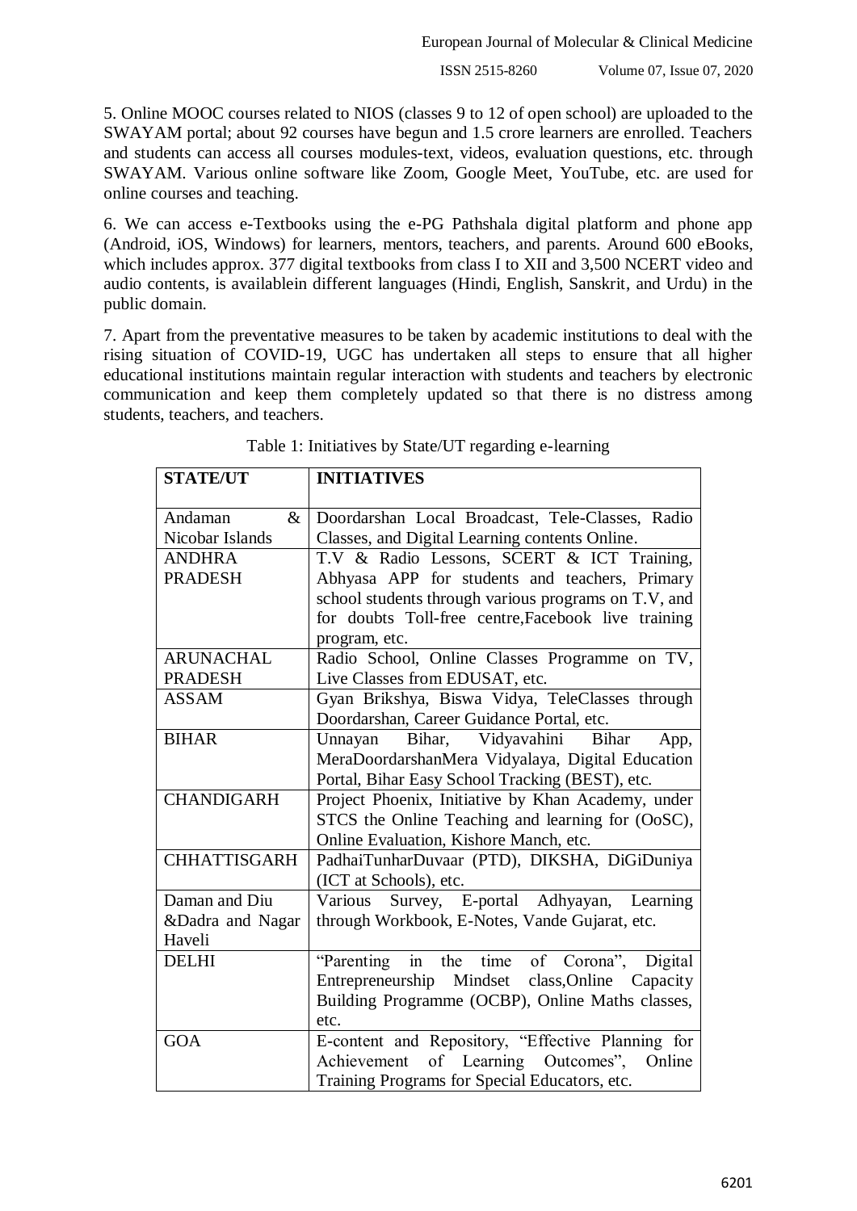5. Online MOOC courses related to NIOS (classes 9 to 12 of open school) are uploaded to the SWAYAM portal; about 92 courses have begun and 1.5 crore learners are enrolled. Teachers and students can access all courses modules-text, videos, evaluation questions, etc. through SWAYAM. Various online software like Zoom, Google Meet, YouTube, etc. are used for online courses and teaching.

6. We can access e-Textbooks using the e-PG Pathshala digital platform and phone app (Android, iOS, Windows) for learners, mentors, teachers, and parents. Around 600 eBooks, which includes approx. 377 digital textbooks from class I to XII and 3,500 NCERT video and audio contents, is availablein different languages (Hindi, English, Sanskrit, and Urdu) in the public domain.

7. Apart from the preventative measures to be taken by academic institutions to deal with the rising situation of COVID-19, UGC has undertaken all steps to ensure that all higher educational institutions maintain regular interaction with students and teachers by electronic communication and keep them completely updated so that there is no distress among students, teachers, and teachers.

Table 1: Initiatives by State/UT regarding e-learning

| STATE/UT | INITIATIVES |
|---|---|
| Andaman & Nicobar Islands | Doordarshan Local Broadcast, Tele-Classes, Radio Classes, and Digital Learning contents Online. |
| ANDHRA PRADESH | T.V & Radio Lessons, SCERT & ICT Training, Abhyasa APP for students and teachers, Primary school students through various programs on T.V, and for doubts Toll-free centre,Facebook live training program, etc. |
| ARUNACHAL PRADESH | Radio School, Online Classes Programme on TV, Live Classes from EDUSAT, etc. |
| ASSAM | Gyan Brikshya, Biswa Vidya, TeleClasses through Doordarshan, Career Guidance Portal, etc. |
| BIHAR | Unnayan Bihar, Vidyavahini Bihar App, MeraDoordarshanMera Vidyalaya, Digital Education Portal, Bihar Easy School Tracking (BEST), etc. |
| CHANDIGARH | Project Phoenix, Initiative by Khan Academy, under STCS the Online Teaching and learning for (OoSC), Online Evaluation, Kishore Manch, etc. |
| CHHATTISGARH | PadhaiTunharDuvaar (PTD), DIKSHA, DiGiDuniya (ICT at Schools), etc. |
| Daman and Diu &Dadra and Nagar Haveli | Various Survey, E-portal Adhyayan, Learning through Workbook, E-Notes, Vande Gujarat, etc. |
| DELHI | "Parenting in the time of Corona", Digital Entrepreneurship Mindset class,Online Capacity Building Programme (OCBP), Online Maths classes, etc. |
| GOA | E-content and Repository, "Effective Planning for Achievement of Learning Outcomes", Online Training Programs for Special Educators, etc. |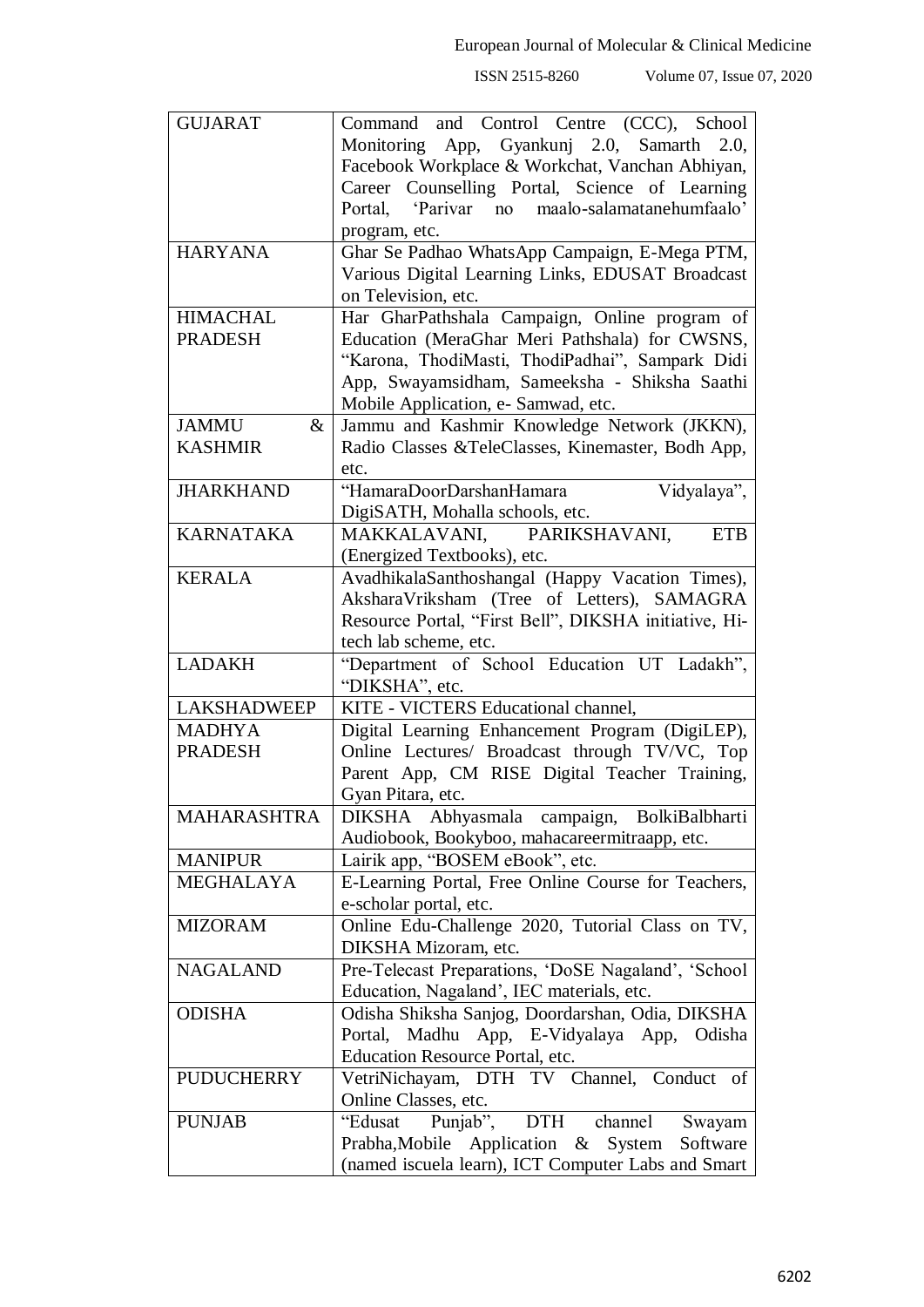| | |
|---|---|
| GUJARAT | Command and Control Centre (CCC), School Monitoring App, Gyankunj 2.0, Samarth 2.0, Facebook Workplace & Workchat, Vanchan Abhiyan, Career Counselling Portal, Science of Learning Portal, 'Parivar no maalo-salamatanehumfaalo' program, etc. |
| HARYANA | Ghar Se Padhao WhatsApp Campaign, E-Mega PTM, Various Digital Learning Links, EDUSAT Broadcast on Television, etc. |
| HIMACHAL PRADESH | Har GharPathshala Campaign, Online program of Education (MeraGhar Meri Pathshala) for CWSNS, "Karona, ThodiMasti, ThodiPadhai", Sampark Didi App, Swayamsidham, Sameeksha - Shiksha Saathi Mobile Application, e- Samwad, etc. |
| JAMMU & KASHMIR | Jammu and Kashmir Knowledge Network (JKKN), Radio Classes &TeleClasses, Kinemaster, Bodh App, etc. |
| JHARKHAND | "HamaraDoorDarshanHamara Vidyalaya", DigiSATH, Mohalla schools, etc. |
| KARNATAKA | MAKKALAVANI, PARIKSHAVANI, ETB (Energized Textbooks), etc. |
| KERALA | AvadhikalaSanthoshangal (Happy Vacation Times), AksharaVriksham (Tree of Letters), SAMAGRA Resource Portal, "First Bell", DIKSHA initiative, Hi-tech lab scheme, etc. |
| LADAKH | "Department of School Education UT Ladakh", "DIKSHA", etc. |
| LAKSHADWEEP | KITE - VICTERS Educational channel, |
| MADHYA PRADESH | Digital Learning Enhancement Program (DigiLEP), Online Lectures/ Broadcast through TV/VC, Top Parent App, CM RISE Digital Teacher Training, Gyan Pitara, etc. |
| MAHARASHTRA | DIKSHA Abhyasmala campaign, BolkiBalbharti Audiobook, Bookyboo, mahacareermitraapp, etc. |
| MANIPUR | Lairik app, "BOSEM eBook", etc. |
| MEGHALAYA | E-Learning Portal, Free Online Course for Teachers, e-scholar portal, etc. |
| MIZORAM | Online Edu-Challenge 2020, Tutorial Class on TV, DIKSHA Mizoram, etc. |
| NAGALAND | Pre-Telecast Preparations, 'DoSE Nagaland', 'School Education, Nagaland', IEC materials, etc. |
| ODISHA | Odisha Shiksha Sanjog, Doordarshan, Odia, DIKSHA Portal, Madhu App, E-Vidyalaya App, Odisha Education Resource Portal, etc. |
| PUDUCHERRY | VetriNichayam, DTH TV Channel, Conduct of Online Classes, etc. |
| PUNJAB | "Edusat Punjab", DTH channel Swayam Prabha,Mobile Application & System Software (named iscuela learn), ICT Computer Labs and Smart |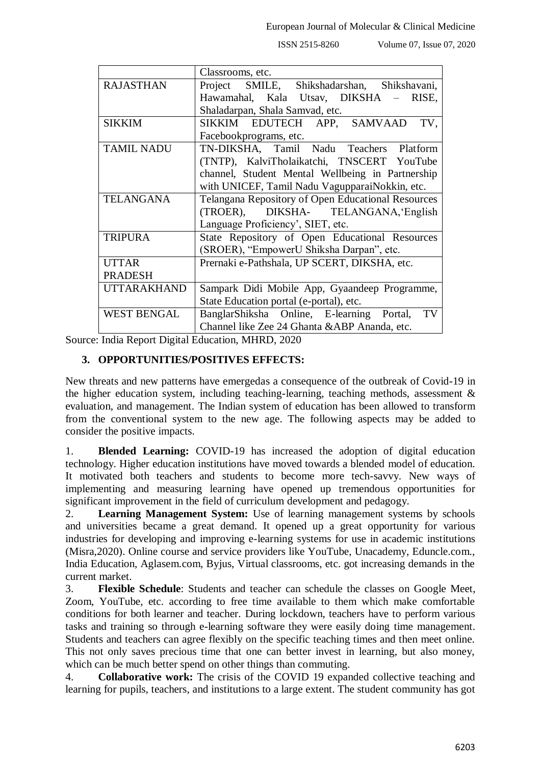| | |
|---|---|
| | Classrooms, etc. |
| RAJASTHAN | Project SMILE, Shikshadarshan, Shikshavani, Hawamahal, Kala Utsav, DIKSHA – RISE, Shaladarpan, Shala Samvad, etc. |
| SIKKIM | SIKKIM EDUTECH APP, SAMVAAD TV, Facebookprograms, etc. |
| TAMIL NADU | TN-DIKSHA, Tamil Nadu Teachers Platform (TNTP), KalviTholaikatchi, TNSCERT YouTube channel, Student Mental Wellbeing in Partnership with UNICEF, Tamil Nadu VagupparaiNokkin, etc. |
| TELANGANA | Telangana Repository of Open Educational Resources (TROER), DIKSHA- TELANGANA,'English Language Proficiency', SIET, etc. |
| TRIPURA | State Repository of Open Educational Resources (SROER), "EmpowerU Shiksha Darpan", etc. |
| UTTAR PRADESH | Prernaki e-Pathshala, UP SCERT, DIKSHA, etc. |
| UTTARAKHAND | Sampark Didi Mobile App, Gyaandeep Programme, State Education portal (e-portal), etc. |
| WEST BENGAL | BanglarShiksha Online, E-learning Portal, TV Channel like Zee 24 Ghanta &ABP Ananda, etc. |

Source: India Report Digital Education, MHRD, 2020

## 3. OPPORTUNITIES/POSITIVES EFFECTS:

New threats and new patterns have emergedas a consequence of the outbreak of Covid-19 in the higher education system, including teaching-learning, teaching methods, assessment & evaluation, and management. The Indian system of education has been allowed to transform from the conventional system to the new age. The following aspects may be added to consider the positive impacts.

1. **Blended Learning:** COVID-19 has increased the adoption of digital education technology. Higher education institutions have moved towards a blended model of education. It motivated both teachers and students to become more tech-savvy. New ways of implementing and measuring learning have opened up tremendous opportunities for significant improvement in the field of curriculum development and pedagogy.
2. **Learning Management System:** Use of learning management systems by schools and universities became a great demand. It opened up a great opportunity for various industries for developing and improving e-learning systems for use in academic institutions (Misra,2020). Online course and service providers like YouTube, Unacademy, Eduncle.com., India Education, Aglasem.com, Byjus, Virtual classrooms, etc. got increasing demands in the current market.
3. **Flexible Schedule**: Students and teacher can schedule the classes on Google Meet, Zoom, YouTube, etc. according to free time available to them which make comfortable conditions for both learner and teacher. During lockdown, teachers have to perform various tasks and training so through e-learning software they were easily doing time management. Students and teachers can agree flexibly on the specific teaching times and then meet online. This not only saves precious time that one can better invest in learning, but also money, which can be much better spend on other things than commuting.
4. **Collaborative work:** The crisis of the COVID 19 expanded collective teaching and learning for pupils, teachers, and institutions to a large extent. The student community has got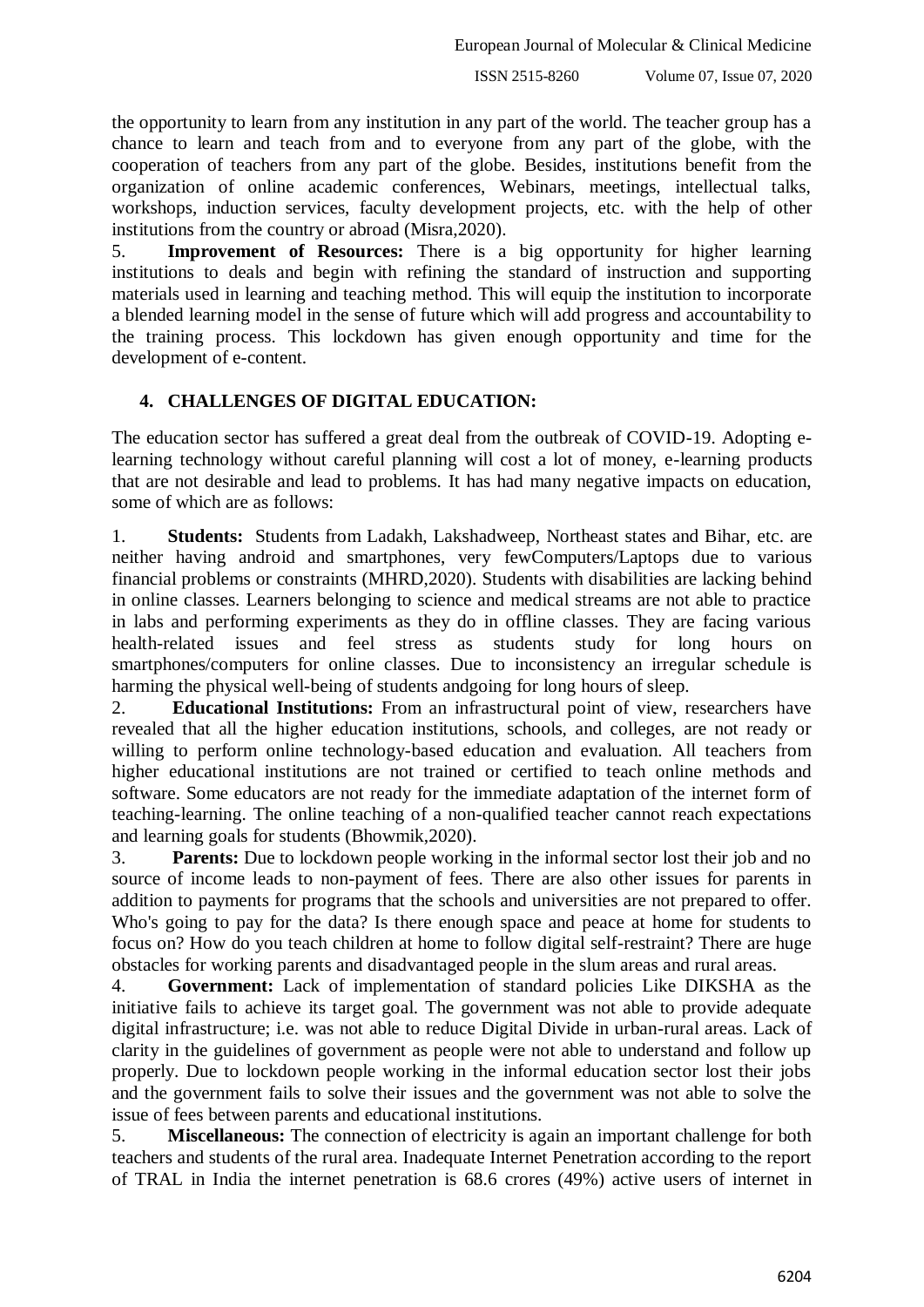the opportunity to learn from any institution in any part of the world. The teacher group has a chance to learn and teach from and to everyone from any part of the globe, with the cooperation of teachers from any part of the globe. Besides, institutions benefit from the organization of online academic conferences, Webinars, meetings, intellectual talks, workshops, induction services, faculty development projects, etc. with the help of other institutions from the country or abroad (Misra,2020).

5. **Improvement of Resources:** There is a big opportunity for higher learning institutions to deals and begin with refining the standard of instruction and supporting materials used in learning and teaching method. This will equip the institution to incorporate a blended learning model in the sense of future which will add progress and accountability to the training process. This lockdown has given enough opportunity and time for the development of e-content.

## 4. CHALLENGES OF DIGITAL EDUCATION:

The education sector has suffered a great deal from the outbreak of COVID-19. Adopting e-learning technology without careful planning will cost a lot of money, e-learning products that are not desirable and lead to problems. It has had many negative impacts on education, some of which are as follows:

1. **Students:** Students from Ladakh, Lakshadweep, Northeast states and Bihar, etc. are neither having android and smartphones, very fewComputers/Laptops due to various financial problems or constraints (MHRD,2020). Students with disabilities are lacking behind in online classes. Learners belonging to science and medical streams are not able to practice in labs and performing experiments as they do in offline classes. They are facing various health-related issues and feel stress as students study for long hours on smartphones/computers for online classes. Due to inconsistency an irregular schedule is harming the physical well-being of students andgoing for long hours of sleep.
2. **Educational Institutions:** From an infrastructural point of view, researchers have revealed that all the higher education institutions, schools, and colleges, are not ready or willing to perform online technology-based education and evaluation. All teachers from higher educational institutions are not trained or certified to teach online methods and software. Some educators are not ready for the immediate adaptation of the internet form of teaching-learning. The online teaching of a non-qualified teacher cannot reach expectations and learning goals for students (Bhowmik,2020).
3. **Parents:** Due to lockdown people working in the informal sector lost their job and no source of income leads to non-payment of fees. There are also other issues for parents in addition to payments for programs that the schools and universities are not prepared to offer. Who's going to pay for the data? Is there enough space and peace at home for students to focus on? How do you teach children at home to follow digital self-restraint? There are huge obstacles for working parents and disadvantaged people in the slum areas and rural areas.
4. **Government:** Lack of implementation of standard policies Like DIKSHA as the initiative fails to achieve its target goal. The government was not able to provide adequate digital infrastructure; i.e. was not able to reduce Digital Divide in urban-rural areas. Lack of clarity in the guidelines of government as people were not able to understand and follow up properly. Due to lockdown people working in the informal education sector lost their jobs and the government fails to solve their issues and the government was not able to solve the issue of fees between parents and educational institutions.
5. **Miscellaneous:** The connection of electricity is again an important challenge for both teachers and students of the rural area. Inadequate Internet Penetration according to the report of TRAL in India the internet penetration is 68.6 crores (49%) active users of internet in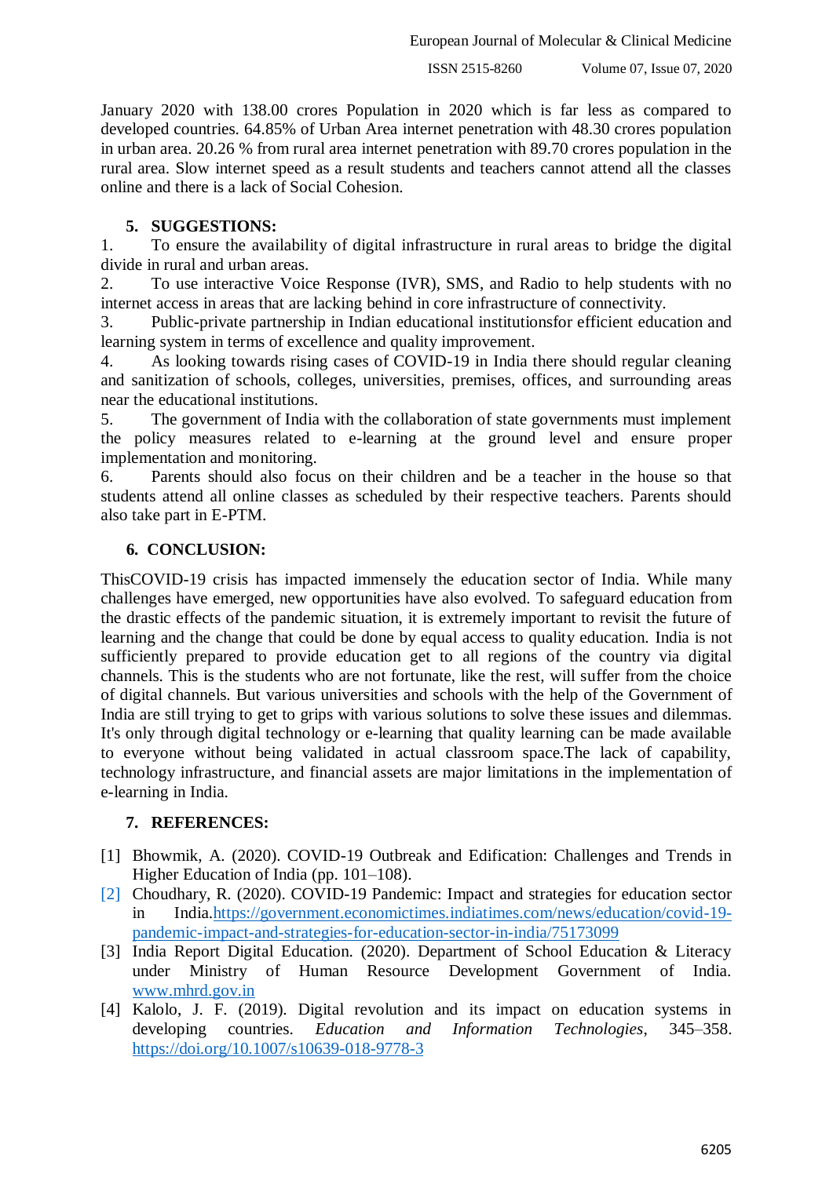January 2020 with 138.00 crores Population in 2020 which is far less as compared to developed countries. 64.85% of Urban Area internet penetration with 48.30 crores population in urban area. 20.26 % from rural area internet penetration with 89.70 crores population in the rural area. Slow internet speed as a result students and teachers cannot attend all the classes online and there is a lack of Social Cohesion.

## 5. SUGGESTIONS:

1. To ensure the availability of digital infrastructure in rural areas to bridge the digital divide in rural and urban areas.
2. To use interactive Voice Response (IVR), SMS, and Radio to help students with no internet access in areas that are lacking behind in core infrastructure of connectivity.
3. Public-private partnership in Indian educational institutionsfor efficient education and learning system in terms of excellence and quality improvement.
4. As looking towards rising cases of COVID-19 in India there should regular cleaning and sanitization of schools, colleges, universities, premises, offices, and surrounding areas near the educational institutions.
5. The government of India with the collaboration of state governments must implement the policy measures related to e-learning at the ground level and ensure proper implementation and monitoring.
6. Parents should also focus on their children and be a teacher in the house so that students attend all online classes as scheduled by their respective teachers. Parents should also take part in E-PTM.

## 6. CONCLUSION:

ThisCOVID-19 crisis has impacted immensely the education sector of India. While many challenges have emerged, new opportunities have also evolved. To safeguard education from the drastic effects of the pandemic situation, it is extremely important to revisit the future of learning and the change that could be done by equal access to quality education. India is not sufficiently prepared to provide education get to all regions of the country via digital channels. This is the students who are not fortunate, like the rest, will suffer from the choice of digital channels. But various universities and schools with the help of the Government of India are still trying to get to grips with various solutions to solve these issues and dilemmas. It's only through digital technology or e-learning that quality learning can be made available to everyone without being validated in actual classroom space.The lack of capability, technology infrastructure, and financial assets are major limitations in the implementation of e-learning in India.

## 7. REFERENCES:

[1] Bhowmik, A. (2020). COVID-19 Outbreak and Edification: Challenges and Trends in Higher Education of India (pp. 101–108).

[2] Choudhary, R. (2020). COVID-19 Pandemic: Impact and strategies for education sector in India.https://government.economictimes.indiatimes.com/news/education/covid-19-pandemic-impact-and-strategies-for-education-sector-in-india/75173099

[3] India Report Digital Education. (2020). Department of School Education & Literacy under Ministry of Human Resource Development Government of India. www.mhrd.gov.in

[4] Kalolo, J. F. (2019). Digital revolution and its impact on education systems in developing countries. *Education and Information Technologies*, 345–358. https://doi.org/10.1007/s10639-018-9778-3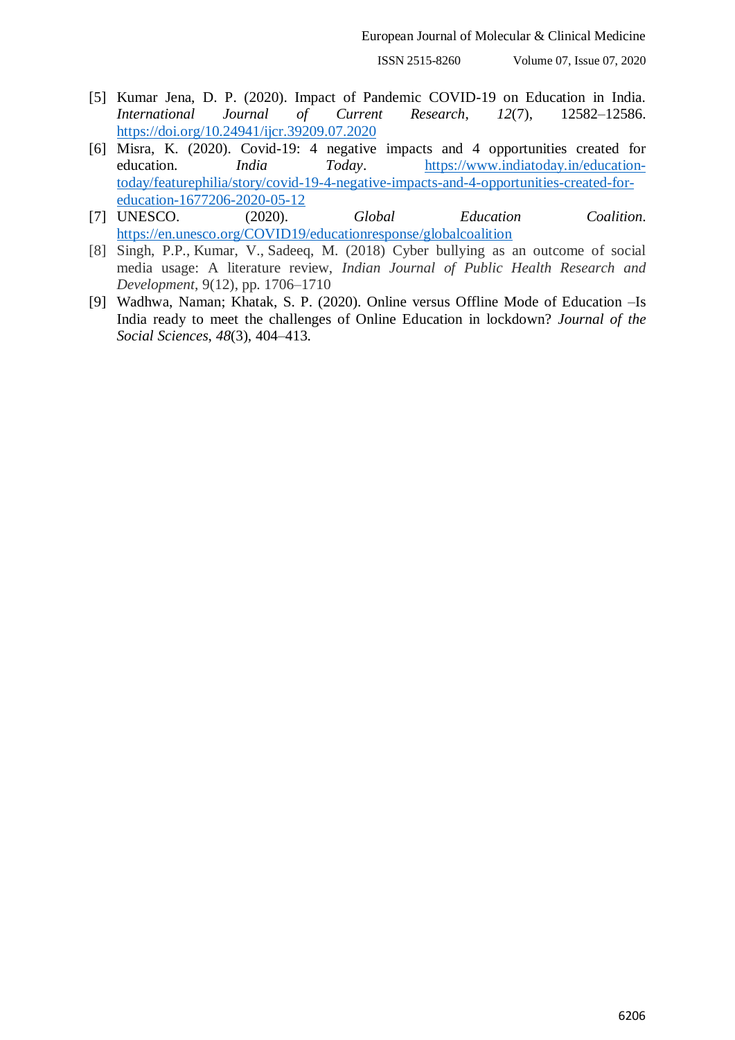[5] Kumar Jena, D. P. (2020). Impact of Pandemic COVID-19 on Education in India. *International Journal of Current Research*, *12*(7), 12582–12586. https://doi.org/10.24941/ijcr.39209.07.2020

[6] Misra, K. (2020). Covid-19: 4 negative impacts and 4 opportunities created for education. *India Today*. https://www.indiatoday.in/education-today/featurephilia/story/covid-19-4-negative-impacts-and-4-opportunities-created-for-education-1677206-2020-05-12

[7] UNESCO. (2020). *Global Education Coalition*. https://en.unesco.org/COVID19/educationresponse/globalcoalition

[8] Singh, P.P., Kumar, V., Sadeeq, M. (2018) Cyber bullying as an outcome of social media usage: A literature review, *Indian Journal of Public Health Research and Development*, 9(12), pp. 1706–1710

[9] Wadhwa, Naman; Khatak, S. P. (2020). Online versus Offline Mode of Education –Is India ready to meet the challenges of Online Education in lockdown? *Journal of the Social Sciences*, *48*(3), 404–413.